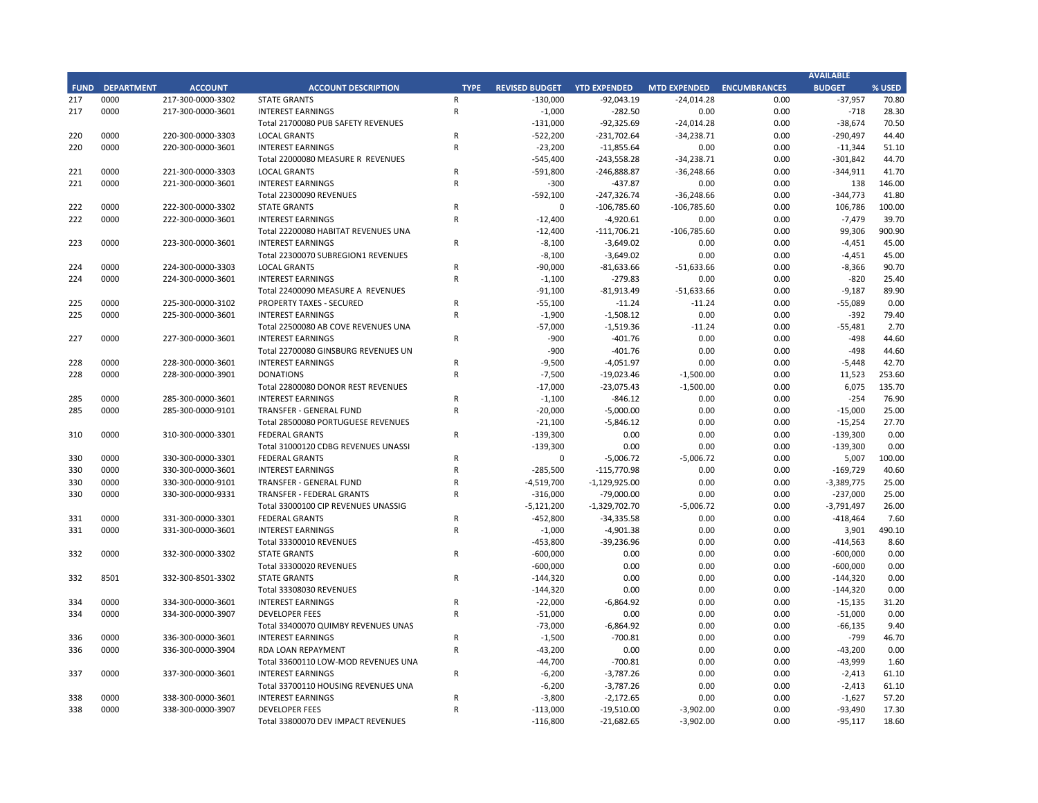| FUND | DEPARTMENT | ACCOUNT | ACCOUNT DESCRIPTION | TYPE | REVISED BUDGET | YTD EXPENDED | MTD EXPENDED | ENCUMBRANCES | AVAILABLE BUDGET | % USED |
|---|---|---|---|---|---|---|---|---|---|---|
| 217 | 0000 | 217-300-0000-3302 | STATE GRANTS | R | -130,000 | -92,043.19 | -24,014.28 | 0.00 | -37,957 | 70.80 |
| 217 | 0000 | 217-300-0000-3601 | INTEREST EARNINGS | R | -1,000 | -282.50 | 0.00 | 0.00 | -718 | 28.30 |
| | | | Total 21700080 PUB SAFETY REVENUES | | -131,000 | -92,325.69 | -24,014.28 | 0.00 | -38,674 | 70.50 |
| 220 | 0000 | 220-300-0000-3303 | LOCAL GRANTS | R | -522,200 | -231,702.64 | -34,238.71 | 0.00 | -290,497 | 44.40 |
| 220 | 0000 | 220-300-0000-3601 | INTEREST EARNINGS | R | -23,200 | -11,855.64 | 0.00 | 0.00 | -11,344 | 51.10 |
| | | | Total 22000080 MEASURE R REVENUES | | -545,400 | -243,558.28 | -34,238.71 | 0.00 | -301,842 | 44.70 |
| 221 | 0000 | 221-300-0000-3303 | LOCAL GRANTS | R | -591,800 | -246,888.87 | -36,248.66 | 0.00 | -344,911 | 41.70 |
| 221 | 0000 | 221-300-0000-3601 | INTEREST EARNINGS | R | -300 | -437.87 | 0.00 | 0.00 | 138 | 146.00 |
| | | | Total 22300090 REVENUES | | -592,100 | -247,326.74 | -36,248.66 | 0.00 | -344,773 | 41.80 |
| 222 | 0000 | 222-300-0000-3302 | STATE GRANTS | R | 0 | -106,785.60 | -106,785.60 | 0.00 | 106,786 | 100.00 |
| 222 | 0000 | 222-300-0000-3601 | INTEREST EARNINGS | R | -12,400 | -4,920.61 | 0.00 | 0.00 | -7,479 | 39.70 |
| | | | Total 22200080 HABITAT REVENUES UNA | | -12,400 | -111,706.21 | -106,785.60 | 0.00 | 99,306 | 900.90 |
| 223 | 0000 | 223-300-0000-3601 | INTEREST EARNINGS | R | -8,100 | -3,649.02 | 0.00 | 0.00 | -4,451 | 45.00 |
| | | | Total 22300070 SUBREGION1 REVENUES | | -8,100 | -3,649.02 | 0.00 | 0.00 | -4,451 | 45.00 |
| 224 | 0000 | 224-300-0000-3303 | LOCAL GRANTS | R | -90,000 | -81,633.66 | -51,633.66 | 0.00 | -8,366 | 90.70 |
| 224 | 0000 | 224-300-0000-3601 | INTEREST EARNINGS | R | -1,100 | -279.83 | 0.00 | 0.00 | -820 | 25.40 |
| | | | Total 22400090 MEASURE A REVENUES | | -91,100 | -81,913.49 | -51,633.66 | 0.00 | -9,187 | 89.90 |
| 225 | 0000 | 225-300-0000-3102 | PROPERTY TAXES - SECURED | R | -55,100 | -11.24 | -11.24 | 0.00 | -55,089 | 0.00 |
| 225 | 0000 | 225-300-0000-3601 | INTEREST EARNINGS | R | -1,900 | -1,508.12 | 0.00 | 0.00 | -392 | 79.40 |
| | | | Total 22500080 AB COVE REVENUES UNA | | -57,000 | -1,519.36 | -11.24 | 0.00 | -55,481 | 2.70 |
| 227 | 0000 | 227-300-0000-3601 | INTEREST EARNINGS | R | -900 | -401.76 | 0.00 | 0.00 | -498 | 44.60 |
| | | | Total 22700080 GINSBURG REVENUES UN | | -900 | -401.76 | 0.00 | 0.00 | -498 | 44.60 |
| 228 | 0000 | 228-300-0000-3601 | INTEREST EARNINGS | R | -9,500 | -4,051.97 | 0.00 | 0.00 | -5,448 | 42.70 |
| 228 | 0000 | 228-300-0000-3901 | DONATIONS | R | -7,500 | -19,023.46 | -1,500.00 | 0.00 | 11,523 | 253.60 |
| | | | Total 22800080 DONOR REST REVENUES | | -17,000 | -23,075.43 | -1,500.00 | 0.00 | 6,075 | 135.70 |
| 285 | 0000 | 285-300-0000-3601 | INTEREST EARNINGS | R | -1,100 | -846.12 | 0.00 | 0.00 | -254 | 76.90 |
| 285 | 0000 | 285-300-0000-9101 | TRANSFER - GENERAL FUND | R | -20,000 | -5,000.00 | 0.00 | 0.00 | -15,000 | 25.00 |
| | | | Total 28500080 PORTUGUESE REVENUES | | -21,100 | -5,846.12 | 0.00 | 0.00 | -15,254 | 27.70 |
| 310 | 0000 | 310-300-0000-3301 | FEDERAL GRANTS | R | -139,300 | 0.00 | 0.00 | 0.00 | -139,300 | 0.00 |
| | | | Total 31000120 CDBG REVENUES UNASSI | | -139,300 | 0.00 | 0.00 | 0.00 | -139,300 | 0.00 |
| 330 | 0000 | 330-300-0000-3301 | FEDERAL GRANTS | R | 0 | -5,006.72 | -5,006.72 | 0.00 | 5,007 | 100.00 |
| 330 | 0000 | 330-300-0000-3601 | INTEREST EARNINGS | R | -285,500 | -115,770.98 | 0.00 | 0.00 | -169,729 | 40.60 |
| 330 | 0000 | 330-300-0000-9101 | TRANSFER - GENERAL FUND | R | -4,519,700 | -1,129,925.00 | 0.00 | 0.00 | -3,389,775 | 25.00 |
| 330 | 0000 | 330-300-0000-9331 | TRANSFER - FEDERAL GRANTS | R | -316,000 | -79,000.00 | 0.00 | 0.00 | -237,000 | 25.00 |
| | | | Total 33000100 CIP REVENUES UNASSIG | | -5,121,200 | -1,329,702.70 | -5,006.72 | 0.00 | -3,791,497 | 26.00 |
| 331 | 0000 | 331-300-0000-3301 | FEDERAL GRANTS | R | -452,800 | -34,335.58 | 0.00 | 0.00 | -418,464 | 7.60 |
| 331 | 0000 | 331-300-0000-3601 | INTEREST EARNINGS | R | -1,000 | -4,901.38 | 0.00 | 0.00 | 3,901 | 490.10 |
| | | | Total 33300010 REVENUES | | -453,800 | -39,236.96 | 0.00 | 0.00 | -414,563 | 8.60 |
| 332 | 0000 | 332-300-0000-3302 | STATE GRANTS | R | -600,000 | 0.00 | 0.00 | 0.00 | -600,000 | 0.00 |
| | | | Total 33300020 REVENUES | | -600,000 | 0.00 | 0.00 | 0.00 | -600,000 | 0.00 |
| 332 | 8501 | 332-300-8501-3302 | STATE GRANTS | R | -144,320 | 0.00 | 0.00 | 0.00 | -144,320 | 0.00 |
| | | | Total 33308030 REVENUES | | -144,320 | 0.00 | 0.00 | 0.00 | -144,320 | 0.00 |
| 334 | 0000 | 334-300-0000-3601 | INTEREST EARNINGS | R | -22,000 | -6,864.92 | 0.00 | 0.00 | -15,135 | 31.20 |
| 334 | 0000 | 334-300-0000-3907 | DEVELOPER FEES | R | -51,000 | 0.00 | 0.00 | 0.00 | -51,000 | 0.00 |
| | | | Total 33400070 QUIMBY REVENUES UNAS | | -73,000 | -6,864.92 | 0.00 | 0.00 | -66,135 | 9.40 |
| 336 | 0000 | 336-300-0000-3601 | INTEREST EARNINGS | R | -1,500 | -700.81 | 0.00 | 0.00 | -799 | 46.70 |
| 336 | 0000 | 336-300-0000-3904 | RDA LOAN REPAYMENT | R | -43,200 | 0.00 | 0.00 | 0.00 | -43,200 | 0.00 |
| | | | Total 33600110 LOW-MOD REVENUES UNA | | -44,700 | -700.81 | 0.00 | 0.00 | -43,999 | 1.60 |
| 337 | 0000 | 337-300-0000-3601 | INTEREST EARNINGS | R | -6,200 | -3,787.26 | 0.00 | 0.00 | -2,413 | 61.10 |
| | | | Total 33700110 HOUSING REVENUES UNA | | -6,200 | -3,787.26 | 0.00 | 0.00 | -2,413 | 61.10 |
| 338 | 0000 | 338-300-0000-3601 | INTEREST EARNINGS | R | -3,800 | -2,172.65 | 0.00 | 0.00 | -1,627 | 57.20 |
| 338 | 0000 | 338-300-0000-3907 | DEVELOPER FEES | R | -113,000 | -19,510.00 | -3,902.00 | 0.00 | -93,490 | 17.30 |
| | | | Total 33800070 DEV IMPACT REVENUES | | -116,800 | -21,682.65 | -3,902.00 | 0.00 | -95,117 | 18.60 |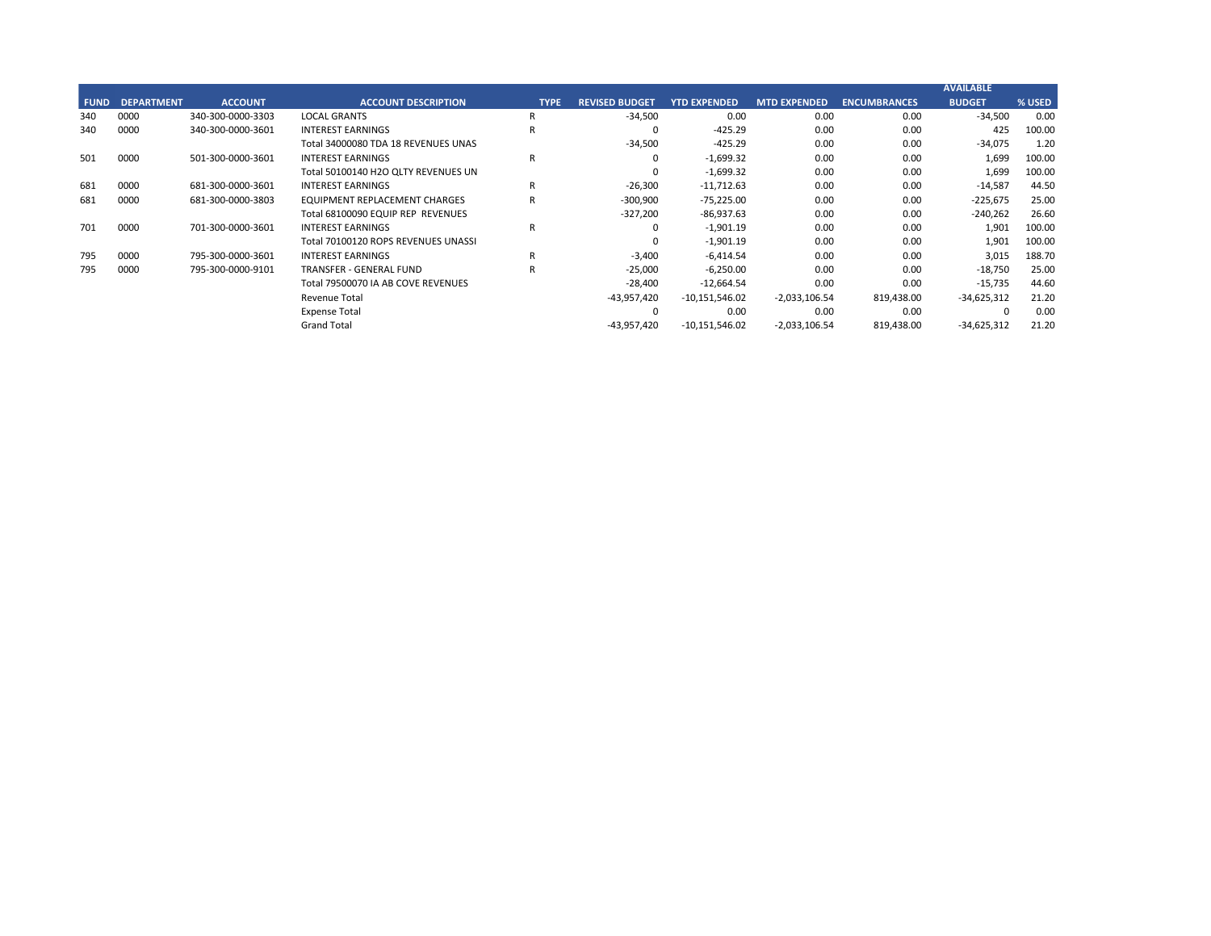| FUND | DEPARTMENT | ACCOUNT | ACCOUNT DESCRIPTION | TYPE | REVISED BUDGET | YTD EXPENDED | MTD EXPENDED | ENCUMBRANCES | AVAILABLE BUDGET | % USED |
|---|---|---|---|---|---|---|---|---|---|---|
| 340 | 0000 | 340-300-0000-3303 | LOCAL GRANTS | R | -34,500 | 0.00 | 0.00 | 0.00 | -34,500 | 0.00 |
| 340 | 0000 | 340-300-0000-3601 | INTEREST EARNINGS | R | 0 | -425.29 | 0.00 | 0.00 | 425 | 100.00 |
| | | | Total 34000080 TDA 18 REVENUES UNAS | | -34,500 | -425.29 | 0.00 | 0.00 | -34,075 | 1.20 |
| 501 | 0000 | 501-300-0000-3601 | INTEREST EARNINGS | R | 0 | -1,699.32 | 0.00 | 0.00 | 1,699 | 100.00 |
| | | | Total 50100140 H2O QLTY REVENUES UN | | 0 | -1,699.32 | 0.00 | 0.00 | 1,699 | 100.00 |
| 681 | 0000 | 681-300-0000-3601 | INTEREST EARNINGS | R | -26,300 | -11,712.63 | 0.00 | 0.00 | -14,587 | 44.50 |
| 681 | 0000 | 681-300-0000-3803 | EQUIPMENT REPLACEMENT CHARGES | R | -300,900 | -75,225.00 | 0.00 | 0.00 | -225,675 | 25.00 |
| | | | Total 68100090 EQUIP REP REVENUES | | -327,200 | -86,937.63 | 0.00 | 0.00 | -240,262 | 26.60 |
| 701 | 0000 | 701-300-0000-3601 | INTEREST EARNINGS | R | 0 | -1,901.19 | 0.00 | 0.00 | 1,901 | 100.00 |
| | | | Total 70100120 ROPS REVENUES UNASSI | | 0 | -1,901.19 | 0.00 | 0.00 | 1,901 | 100.00 |
| 795 | 0000 | 795-300-0000-3601 | INTEREST EARNINGS | R | -3,400 | -6,414.54 | 0.00 | 0.00 | 3,015 | 188.70 |
| 795 | 0000 | 795-300-0000-9101 | TRANSFER - GENERAL FUND | R | -25,000 | -6,250.00 | 0.00 | 0.00 | -18,750 | 25.00 |
| | | | Total 79500070 IA AB COVE REVENUES | | -28,400 | -12,664.54 | 0.00 | 0.00 | -15,735 | 44.60 |
| | | | Revenue Total | | -43,957,420 | -10,151,546.02 | -2,033,106.54 | 819,438.00 | -34,625,312 | 21.20 |
| | | | Expense Total | | 0 | 0.00 | 0.00 | 0.00 | 0 | 0.00 |
| | | | Grand Total | | -43,957,420 | -10,151,546.02 | -2,033,106.54 | 819,438.00 | -34,625,312 | 21.20 |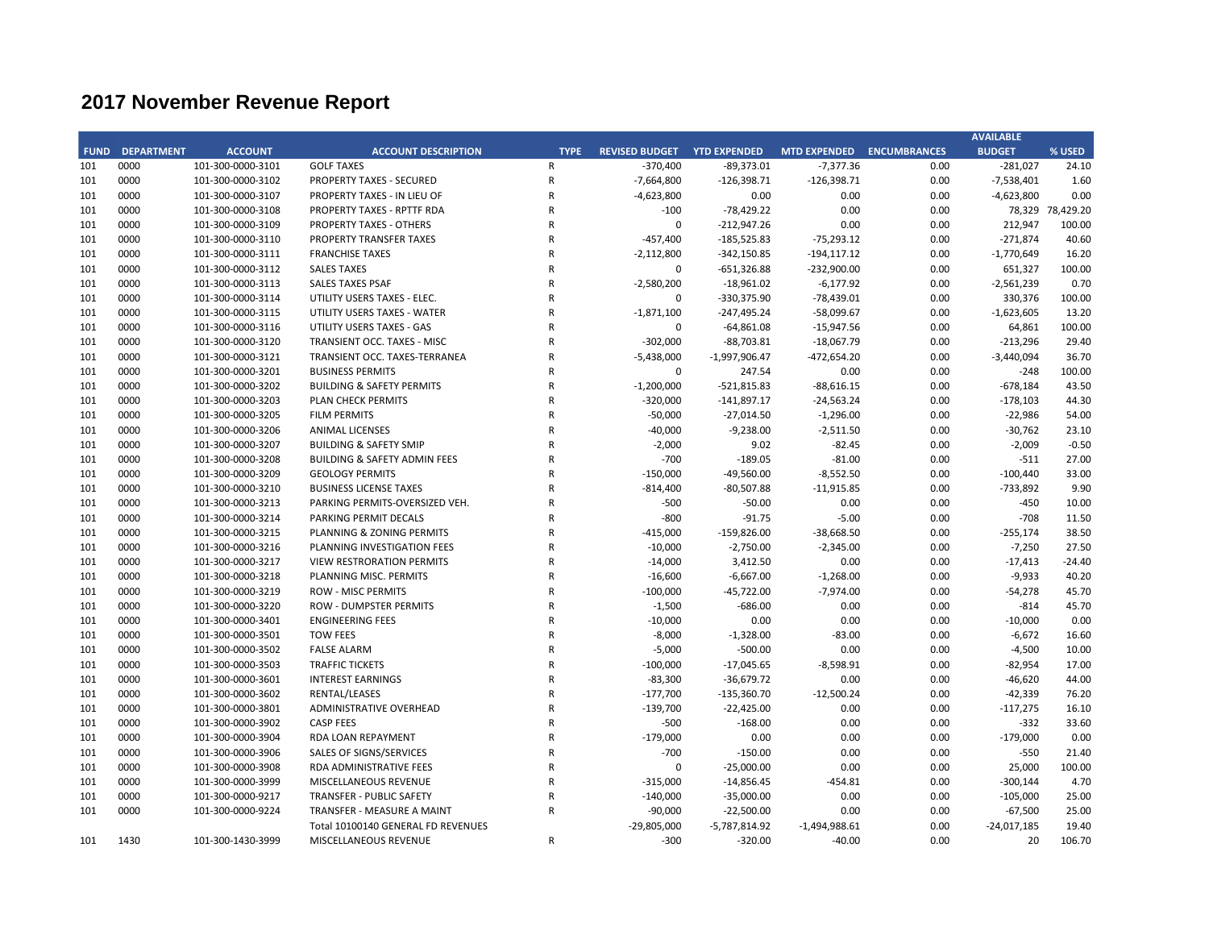# 2017 November Revenue Report

| FUND | DEPARTMENT | ACCOUNT | ACCOUNT DESCRIPTION | TYPE | REVISED BUDGET | YTD EXPENDED | MTD EXPENDED | ENCUMBRANCES | AVAILABLE BUDGET | % USED |
|---|---|---|---|---|---|---|---|---|---|---|
| 101 | 0000 | 101-300-0000-3101 | GOLF TAXES | R | -370,400 | -89,373.01 | -7,377.36 | 0.00 | -281,027 | 24.10 |
| 101 | 0000 | 101-300-0000-3102 | PROPERTY TAXES - SECURED | R | -7,664,800 | -126,398.71 | -126,398.71 | 0.00 | -7,538,401 | 1.60 |
| 101 | 0000 | 101-300-0000-3107 | PROPERTY TAXES - IN LIEU OF | R | -4,623,800 | 0.00 | 0.00 | 0.00 | -4,623,800 | 0.00 |
| 101 | 0000 | 101-300-0000-3108 | PROPERTY TAXES - RPTTF RDA | R | -100 | -78,429.22 | 0.00 | 0.00 | 78,329 | 78,429.20 |
| 101 | 0000 | 101-300-0000-3109 | PROPERTY TAXES - OTHERS | R | 0 | -212,947.26 | 0.00 | 0.00 | 212,947 | 100.00 |
| 101 | 0000 | 101-300-0000-3110 | PROPERTY TRANSFER TAXES | R | -457,400 | -185,525.83 | -75,293.12 | 0.00 | -271,874 | 40.60 |
| 101 | 0000 | 101-300-0000-3111 | FRANCHISE TAXES | R | -2,112,800 | -342,150.85 | -194,117.12 | 0.00 | -1,770,649 | 16.20 |
| 101 | 0000 | 101-300-0000-3112 | SALES TAXES | R | 0 | -651,326.88 | -232,900.00 | 0.00 | 651,327 | 100.00 |
| 101 | 0000 | 101-300-0000-3113 | SALES TAXES PSAF | R | -2,580,200 | -18,961.02 | -6,177.92 | 0.00 | -2,561,239 | 0.70 |
| 101 | 0000 | 101-300-0000-3114 | UTILITY USERS TAXES - ELEC. | R | 0 | -330,375.90 | -78,439.01 | 0.00 | 330,376 | 100.00 |
| 101 | 0000 | 101-300-0000-3115 | UTILITY USERS TAXES - WATER | R | -1,871,100 | -247,495.24 | -58,099.67 | 0.00 | -1,623,605 | 13.20 |
| 101 | 0000 | 101-300-0000-3116 | UTILITY USERS TAXES - GAS | R | 0 | -64,861.08 | -15,947.56 | 0.00 | 64,861 | 100.00 |
| 101 | 0000 | 101-300-0000-3120 | TRANSIENT OCC. TAXES - MISC | R | -302,000 | -88,703.81 | -18,067.79 | 0.00 | -213,296 | 29.40 |
| 101 | 0000 | 101-300-0000-3121 | TRANSIENT OCC. TAXES-TERRANEA | R | -5,438,000 | -1,997,906.47 | -472,654.20 | 0.00 | -3,440,094 | 36.70 |
| 101 | 0000 | 101-300-0000-3201 | BUSINESS PERMITS | R | 0 | 247.54 | 0.00 | 0.00 | -248 | 100.00 |
| 101 | 0000 | 101-300-0000-3202 | BUILDING & SAFETY PERMITS | R | -1,200,000 | -521,815.83 | -88,616.15 | 0.00 | -678,184 | 43.50 |
| 101 | 0000 | 101-300-0000-3203 | PLAN CHECK PERMITS | R | -320,000 | -141,897.17 | -24,563.24 | 0.00 | -178,103 | 44.30 |
| 101 | 0000 | 101-300-0000-3205 | FILM PERMITS | R | -50,000 | -27,014.50 | -1,296.00 | 0.00 | -22,986 | 54.00 |
| 101 | 0000 | 101-300-0000-3206 | ANIMAL LICENSES | R | -40,000 | -9,238.00 | -2,511.50 | 0.00 | -30,762 | 23.10 |
| 101 | 0000 | 101-300-0000-3207 | BUILDING & SAFETY SMIP | R | -2,000 | 9.02 | -82.45 | 0.00 | -2,009 | -0.50 |
| 101 | 0000 | 101-300-0000-3208 | BUILDING & SAFETY ADMIN FEES | R | -700 | -189.05 | -81.00 | 0.00 | -511 | 27.00 |
| 101 | 0000 | 101-300-0000-3209 | GEOLOGY PERMITS | R | -150,000 | -49,560.00 | -8,552.50 | 0.00 | -100,440 | 33.00 |
| 101 | 0000 | 101-300-0000-3210 | BUSINESS LICENSE TAXES | R | -814,400 | -80,507.88 | -11,915.85 | 0.00 | -733,892 | 9.90 |
| 101 | 0000 | 101-300-0000-3213 | PARKING PERMITS-OVERSIZED VEH. | R | -500 | -50.00 | 0.00 | 0.00 | -450 | 10.00 |
| 101 | 0000 | 101-300-0000-3214 | PARKING PERMIT DECALS | R | -800 | -91.75 | -5.00 | 0.00 | -708 | 11.50 |
| 101 | 0000 | 101-300-0000-3215 | PLANNING & ZONING PERMITS | R | -415,000 | -159,826.00 | -38,668.50 | 0.00 | -255,174 | 38.50 |
| 101 | 0000 | 101-300-0000-3216 | PLANNING INVESTIGATION FEES | R | -10,000 | -2,750.00 | -2,345.00 | 0.00 | -7,250 | 27.50 |
| 101 | 0000 | 101-300-0000-3217 | VIEW RESTRORATION PERMITS | R | -14,000 | 3,412.50 | 0.00 | 0.00 | -17,413 | -24.40 |
| 101 | 0000 | 101-300-0000-3218 | PLANNING MISC. PERMITS | R | -16,600 | -6,667.00 | -1,268.00 | 0.00 | -9,933 | 40.20 |
| 101 | 0000 | 101-300-0000-3219 | ROW - MISC PERMITS | R | -100,000 | -45,722.00 | -7,974.00 | 0.00 | -54,278 | 45.70 |
| 101 | 0000 | 101-300-0000-3220 | ROW - DUMPSTER PERMITS | R | -1,500 | -686.00 | 0.00 | 0.00 | -814 | 45.70 |
| 101 | 0000 | 101-300-0000-3401 | ENGINEERING FEES | R | -10,000 | 0.00 | 0.00 | 0.00 | -10,000 | 0.00 |
| 101 | 0000 | 101-300-0000-3501 | TOW FEES | R | -8,000 | -1,328.00 | -83.00 | 0.00 | -6,672 | 16.60 |
| 101 | 0000 | 101-300-0000-3502 | FALSE ALARM | R | -5,000 | -500.00 | 0.00 | 0.00 | -4,500 | 10.00 |
| 101 | 0000 | 101-300-0000-3503 | TRAFFIC TICKETS | R | -100,000 | -17,045.65 | -8,598.91 | 0.00 | -82,954 | 17.00 |
| 101 | 0000 | 101-300-0000-3601 | INTEREST EARNINGS | R | -83,300 | -36,679.72 | 0.00 | 0.00 | -46,620 | 44.00 |
| 101 | 0000 | 101-300-0000-3602 | RENTAL/LEASES | R | -177,700 | -135,360.70 | -12,500.24 | 0.00 | -42,339 | 76.20 |
| 101 | 0000 | 101-300-0000-3801 | ADMINISTRATIVE OVERHEAD | R | -139,700 | -22,425.00 | 0.00 | 0.00 | -117,275 | 16.10 |
| 101 | 0000 | 101-300-0000-3902 | CASP FEES | R | -500 | -168.00 | 0.00 | 0.00 | -332 | 33.60 |
| 101 | 0000 | 101-300-0000-3904 | RDA LOAN REPAYMENT | R | -179,000 | 0.00 | 0.00 | 0.00 | -179,000 | 0.00 |
| 101 | 0000 | 101-300-0000-3906 | SALES OF SIGNS/SERVICES | R | -700 | -150.00 | 0.00 | 0.00 | -550 | 21.40 |
| 101 | 0000 | 101-300-0000-3908 | RDA ADMINISTRATIVE FEES | R | 0 | -25,000.00 | 0.00 | 0.00 | 25,000 | 100.00 |
| 101 | 0000 | 101-300-0000-3999 | MISCELLANEOUS REVENUE | R | -315,000 | -14,856.45 | -454.81 | 0.00 | -300,144 | 4.70 |
| 101 | 0000 | 101-300-0000-9217 | TRANSFER - PUBLIC SAFETY | R | -140,000 | -35,000.00 | 0.00 | 0.00 | -105,000 | 25.00 |
| 101 | 0000 | 101-300-0000-9224 | TRANSFER - MEASURE A MAINT | R | -90,000 | -22,500.00 | 0.00 | 0.00 | -67,500 | 25.00 |
| | | | Total 10100140 GENERAL FD REVENUES | | -29,805,000 | -5,787,814.92 | -1,494,988.61 | 0.00 | -24,017,185 | 19.40 |
| 101 | 1430 | 101-300-1430-3999 | MISCELLANEOUS REVENUE | R | -300 | -320.00 | -40.00 | 0.00 | 20 | 106.70 |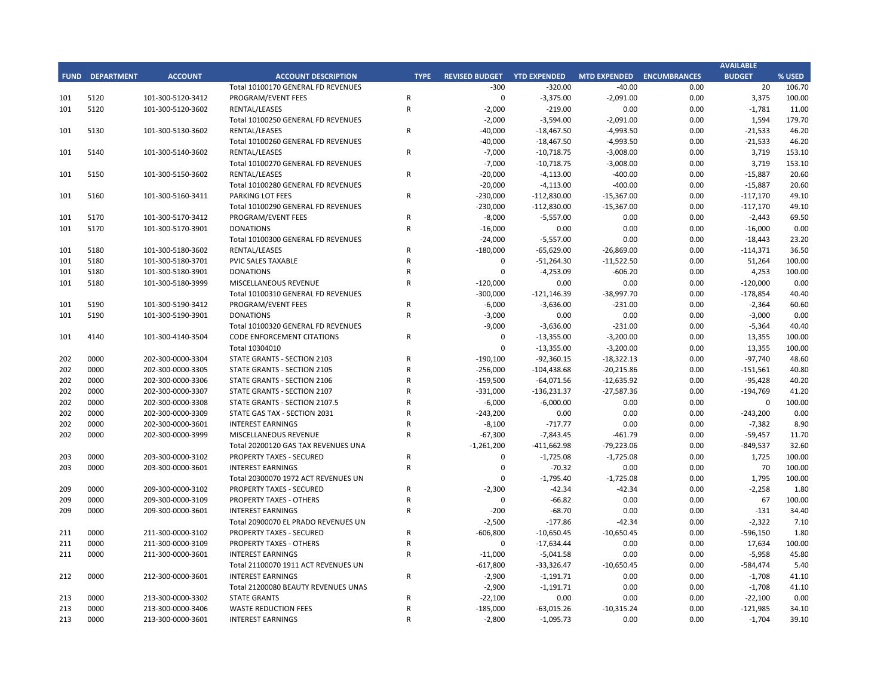| FUND | DEPARTMENT | ACCOUNT | ACCOUNT DESCRIPTION | TYPE | REVISED BUDGET | YTD EXPENDED | MTD EXPENDED | ENCUMBRANCES | AVAILABLE BUDGET | % USED |
|---|---|---|---|---|---|---|---|---|---|---|
| | | | Total 10100170 GENERAL FD REVENUES | | -300 | -320.00 | -40.00 | 0.00 | 20 | 106.70 |
| 101 | 5120 | 101-300-5120-3412 | PROGRAM/EVENT FEES | R | 0 | -3,375.00 | -2,091.00 | 0.00 | 3,375 | 100.00 |
| 101 | 5120 | 101-300-5120-3602 | RENTAL/LEASES | R | -2,000 | -219.00 | 0.00 | 0.00 | -1,781 | 11.00 |
| | | | Total 10100250 GENERAL FD REVENUES | | -2,000 | -3,594.00 | -2,091.00 | 0.00 | 1,594 | 179.70 |
| 101 | 5130 | 101-300-5130-3602 | RENTAL/LEASES | R | -40,000 | -18,467.50 | -4,993.50 | 0.00 | -21,533 | 46.20 |
| | | | Total 10100260 GENERAL FD REVENUES | | -40,000 | -18,467.50 | -4,993.50 | 0.00 | -21,533 | 46.20 |
| 101 | 5140 | 101-300-5140-3602 | RENTAL/LEASES | R | -7,000 | -10,718.75 | -3,008.00 | 0.00 | 3,719 | 153.10 |
| | | | Total 10100270 GENERAL FD REVENUES | | -7,000 | -10,718.75 | -3,008.00 | 0.00 | 3,719 | 153.10 |
| 101 | 5150 | 101-300-5150-3602 | RENTAL/LEASES | R | -20,000 | -4,113.00 | -400.00 | 0.00 | -15,887 | 20.60 |
| | | | Total 10100280 GENERAL FD REVENUES | | -20,000 | -4,113.00 | -400.00 | 0.00 | -15,887 | 20.60 |
| 101 | 5160 | 101-300-5160-3411 | PARKING LOT FEES | R | -230,000 | -112,830.00 | -15,367.00 | 0.00 | -117,170 | 49.10 |
| | | | Total 10100290 GENERAL FD REVENUES | | -230,000 | -112,830.00 | -15,367.00 | 0.00 | -117,170 | 49.10 |
| 101 | 5170 | 101-300-5170-3412 | PROGRAM/EVENT FEES | R | -8,000 | -5,557.00 | 0.00 | 0.00 | -2,443 | 69.50 |
| 101 | 5170 | 101-300-5170-3901 | DONATIONS | R | -16,000 | 0.00 | 0.00 | 0.00 | -16,000 | 0.00 |
| | | | Total 10100300 GENERAL FD REVENUES | | -24,000 | -5,557.00 | 0.00 | 0.00 | -18,443 | 23.20 |
| 101 | 5180 | 101-300-5180-3602 | RENTAL/LEASES | R | -180,000 | -65,629.00 | -26,869.00 | 0.00 | -114,371 | 36.50 |
| 101 | 5180 | 101-300-5180-3701 | PVIC SALES TAXABLE | R | 0 | -51,264.30 | -11,522.50 | 0.00 | 51,264 | 100.00 |
| 101 | 5180 | 101-300-5180-3901 | DONATIONS | R | 0 | -4,253.09 | -606.20 | 0.00 | 4,253 | 100.00 |
| 101 | 5180 | 101-300-5180-3999 | MISCELLANEOUS REVENUE | R | -120,000 | 0.00 | 0.00 | 0.00 | -120,000 | 0.00 |
| | | | Total 10100310 GENERAL FD REVENUES | | -300,000 | -121,146.39 | -38,997.70 | 0.00 | -178,854 | 40.40 |
| 101 | 5190 | 101-300-5190-3412 | PROGRAM/EVENT FEES | R | -6,000 | -3,636.00 | -231.00 | 0.00 | -2,364 | 60.60 |
| 101 | 5190 | 101-300-5190-3901 | DONATIONS | R | -3,000 | 0.00 | 0.00 | 0.00 | -3,000 | 0.00 |
| | | | Total 10100320 GENERAL FD REVENUES | | -9,000 | -3,636.00 | -231.00 | 0.00 | -5,364 | 40.40 |
| 101 | 4140 | 101-300-4140-3504 | CODE ENFORCEMENT CITATIONS | R | 0 | -13,355.00 | -3,200.00 | 0.00 | 13,355 | 100.00 |
| | | | Total 10304010 | | 0 | -13,355.00 | -3,200.00 | 0.00 | 13,355 | 100.00 |
| 202 | 0000 | 202-300-0000-3304 | STATE GRANTS - SECTION 2103 | R | -190,100 | -92,360.15 | -18,322.13 | 0.00 | -97,740 | 48.60 |
| 202 | 0000 | 202-300-0000-3305 | STATE GRANTS - SECTION 2105 | R | -256,000 | -104,438.68 | -20,215.86 | 0.00 | -151,561 | 40.80 |
| 202 | 0000 | 202-300-0000-3306 | STATE GRANTS - SECTION 2106 | R | -159,500 | -64,071.56 | -12,635.92 | 0.00 | -95,428 | 40.20 |
| 202 | 0000 | 202-300-0000-3307 | STATE GRANTS - SECTION 2107 | R | -331,000 | -136,231.37 | -27,587.36 | 0.00 | -194,769 | 41.20 |
| 202 | 0000 | 202-300-0000-3308 | STATE GRANTS - SECTION 2107.5 | R | -6,000 | -6,000.00 | 0.00 | 0.00 | 0 | 100.00 |
| 202 | 0000 | 202-300-0000-3309 | STATE GAS TAX - SECTION 2031 | R | -243,200 | 0.00 | 0.00 | 0.00 | -243,200 | 0.00 |
| 202 | 0000 | 202-300-0000-3601 | INTEREST EARNINGS | R | -8,100 | -717.77 | 0.00 | 0.00 | -7,382 | 8.90 |
| 202 | 0000 | 202-300-0000-3999 | MISCELLANEOUS REVENUE | R | -67,300 | -7,843.45 | -461.79 | 0.00 | -59,457 | 11.70 |
| | | | Total 20200120 GAS TAX REVENUES UNA | | -1,261,200 | -411,662.98 | -79,223.06 | 0.00 | -849,537 | 32.60 |
| 203 | 0000 | 203-300-0000-3102 | PROPERTY TAXES - SECURED | R | 0 | -1,725.08 | -1,725.08 | 0.00 | 1,725 | 100.00 |
| 203 | 0000 | 203-300-0000-3601 | INTEREST EARNINGS | R | 0 | -70.32 | 0.00 | 0.00 | 70 | 100.00 |
| | | | Total 20300070 1972 ACT REVENUES UN | | 0 | -1,795.40 | -1,725.08 | 0.00 | 1,795 | 100.00 |
| 209 | 0000 | 209-300-0000-3102 | PROPERTY TAXES - SECURED | R | -2,300 | -42.34 | -42.34 | 0.00 | -2,258 | 1.80 |
| 209 | 0000 | 209-300-0000-3109 | PROPERTY TAXES - OTHERS | R | 0 | -66.82 | 0.00 | 0.00 | 67 | 100.00 |
| 209 | 0000 | 209-300-0000-3601 | INTEREST EARNINGS | R | -200 | -68.70 | 0.00 | 0.00 | -131 | 34.40 |
| | | | Total 20900070 EL PRADO REVENUES UN | | -2,500 | -177.86 | -42.34 | 0.00 | -2,322 | 7.10 |
| 211 | 0000 | 211-300-0000-3102 | PROPERTY TAXES - SECURED | R | -606,800 | -10,650.45 | -10,650.45 | 0.00 | -596,150 | 1.80 |
| 211 | 0000 | 211-300-0000-3109 | PROPERTY TAXES - OTHERS | R | 0 | -17,634.44 | 0.00 | 0.00 | 17,634 | 100.00 |
| 211 | 0000 | 211-300-0000-3601 | INTEREST EARNINGS | R | -11,000 | -5,041.58 | 0.00 | 0.00 | -5,958 | 45.80 |
| | | | Total 21100070 1911 ACT REVENUES UN | | -617,800 | -33,326.47 | -10,650.45 | 0.00 | -584,474 | 5.40 |
| 212 | 0000 | 212-300-0000-3601 | INTEREST EARNINGS | R | -2,900 | -1,191.71 | 0.00 | 0.00 | -1,708 | 41.10 |
| | | | Total 21200080 BEAUTY REVENUES UNAS | | -2,900 | -1,191.71 | 0.00 | 0.00 | -1,708 | 41.10 |
| 213 | 0000 | 213-300-0000-3302 | STATE GRANTS | R | -22,100 | 0.00 | 0.00 | 0.00 | -22,100 | 0.00 |
| 213 | 0000 | 213-300-0000-3406 | WASTE REDUCTION FEES | R | -185,000 | -63,015.26 | -10,315.24 | 0.00 | -121,985 | 34.10 |
| 213 | 0000 | 213-300-0000-3601 | INTEREST EARNINGS | R | -2,800 | -1,095.73 | 0.00 | 0.00 | -1,704 | 39.10 |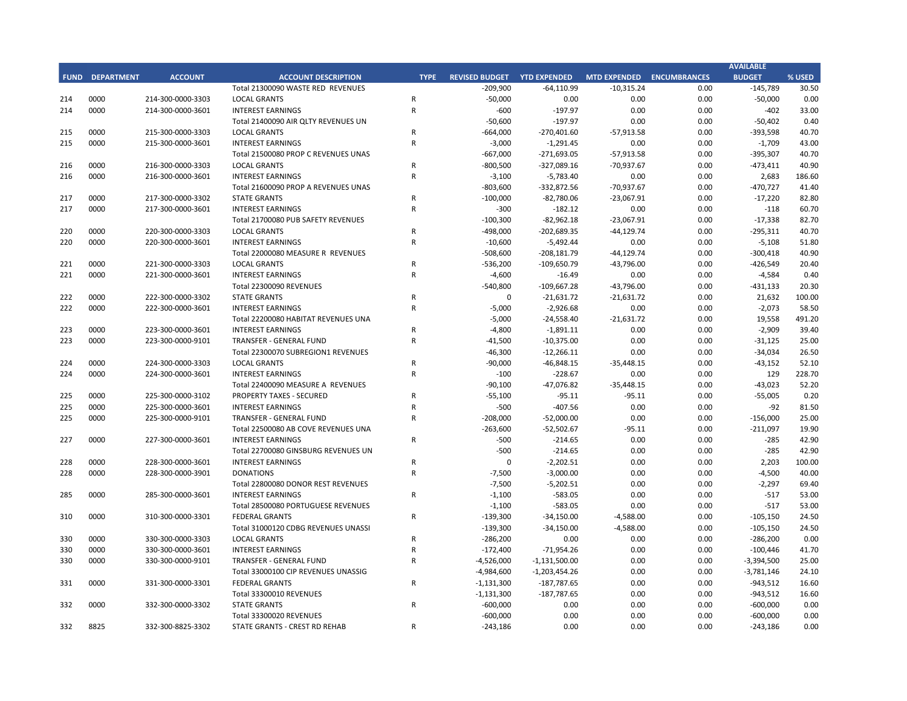| FUND | DEPARTMENT | ACCOUNT | ACCOUNT DESCRIPTION | TYPE | REVISED BUDGET | YTD EXPENDED | MTD EXPENDED | ENCUMBRANCES | AVAILABLE BUDGET | % USED |
|---|---|---|---|---|---|---|---|---|---|---|
| | | | Total 21300090 WASTE RED REVENUES | | -209,900 | -64,110.99 | -10,315.24 | 0.00 | -145,789 | 30.50 |
| 214 | 0000 | 214-300-0000-3303 | LOCAL GRANTS | R | -50,000 | 0.00 | 0.00 | 0.00 | -50,000 | 0.00 |
| 214 | 0000 | 214-300-0000-3601 | INTEREST EARNINGS | R | -600 | -197.97 | 0.00 | 0.00 | -402 | 33.00 |
| | | | Total 21400090 AIR QLTY REVENUES UN | | -50,600 | -197.97 | 0.00 | 0.00 | -50,402 | 0.40 |
| 215 | 0000 | 215-300-0000-3303 | LOCAL GRANTS | R | -664,000 | -270,401.60 | -57,913.58 | 0.00 | -393,598 | 40.70 |
| 215 | 0000 | 215-300-0000-3601 | INTEREST EARNINGS | R | -3,000 | -1,291.45 | 0.00 | 0.00 | -1,709 | 43.00 |
| | | | Total 21500080 PROP C REVENUES UNAS | | -667,000 | -271,693.05 | -57,913.58 | 0.00 | -395,307 | 40.70 |
| 216 | 0000 | 216-300-0000-3303 | LOCAL GRANTS | R | -800,500 | -327,089.16 | -70,937.67 | 0.00 | -473,411 | 40.90 |
| 216 | 0000 | 216-300-0000-3601 | INTEREST EARNINGS | R | -3,100 | -5,783.40 | 0.00 | 0.00 | 2,683 | 186.60 |
| | | | Total 21600090 PROP A REVENUES UNAS | | -803,600 | -332,872.56 | -70,937.67 | 0.00 | -470,727 | 41.40 |
| 217 | 0000 | 217-300-0000-3302 | STATE GRANTS | R | -100,000 | -82,780.06 | -23,067.91 | 0.00 | -17,220 | 82.80 |
| 217 | 0000 | 217-300-0000-3601 | INTEREST EARNINGS | R | -300 | -182.12 | 0.00 | 0.00 | -118 | 60.70 |
| | | | Total 21700080 PUB SAFETY REVENUES | | -100,300 | -82,962.18 | -23,067.91 | 0.00 | -17,338 | 82.70 |
| 220 | 0000 | 220-300-0000-3303 | LOCAL GRANTS | R | -498,000 | -202,689.35 | -44,129.74 | 0.00 | -295,311 | 40.70 |
| 220 | 0000 | 220-300-0000-3601 | INTEREST EARNINGS | R | -10,600 | -5,492.44 | 0.00 | 0.00 | -5,108 | 51.80 |
| | | | Total 22000080 MEASURE R REVENUES | | -508,600 | -208,181.79 | -44,129.74 | 0.00 | -300,418 | 40.90 |
| 221 | 0000 | 221-300-0000-3303 | LOCAL GRANTS | R | -536,200 | -109,650.79 | -43,796.00 | 0.00 | -426,549 | 20.40 |
| 221 | 0000 | 221-300-0000-3601 | INTEREST EARNINGS | R | -4,600 | -16.49 | 0.00 | 0.00 | -4,584 | 0.40 |
| | | | Total 22300090 REVENUES | | -540,800 | -109,667.28 | -43,796.00 | 0.00 | -431,133 | 20.30 |
| 222 | 0000 | 222-300-0000-3302 | STATE GRANTS | R | 0 | -21,631.72 | -21,631.72 | 0.00 | 21,632 | 100.00 |
| 222 | 0000 | 222-300-0000-3601 | INTEREST EARNINGS | R | -5,000 | -2,926.68 | 0.00 | 0.00 | -2,073 | 58.50 |
| | | | Total 22200080 HABITAT REVENUES UNA | | -5,000 | -24,558.40 | -21,631.72 | 0.00 | 19,558 | 491.20 |
| 223 | 0000 | 223-300-0000-3601 | INTEREST EARNINGS | R | -4,800 | -1,891.11 | 0.00 | 0.00 | -2,909 | 39.40 |
| 223 | 0000 | 223-300-0000-9101 | TRANSFER - GENERAL FUND | R | -41,500 | -10,375.00 | 0.00 | 0.00 | -31,125 | 25.00 |
| | | | Total 22300070 SUBREGION1 REVENUES | | -46,300 | -12,266.11 | 0.00 | 0.00 | -34,034 | 26.50 |
| 224 | 0000 | 224-300-0000-3303 | LOCAL GRANTS | R | -90,000 | -46,848.15 | -35,448.15 | 0.00 | -43,152 | 52.10 |
| 224 | 0000 | 224-300-0000-3601 | INTEREST EARNINGS | R | -100 | -228.67 | 0.00 | 0.00 | 129 | 228.70 |
| | | | Total 22400090 MEASURE A REVENUES | | -90,100 | -47,076.82 | -35,448.15 | 0.00 | -43,023 | 52.20 |
| 225 | 0000 | 225-300-0000-3102 | PROPERTY TAXES - SECURED | R | -55,100 | -95.11 | -95.11 | 0.00 | -55,005 | 0.20 |
| 225 | 0000 | 225-300-0000-3601 | INTEREST EARNINGS | R | -500 | -407.56 | 0.00 | 0.00 | -92 | 81.50 |
| 225 | 0000 | 225-300-0000-9101 | TRANSFER - GENERAL FUND | R | -208,000 | -52,000.00 | 0.00 | 0.00 | -156,000 | 25.00 |
| | | | Total 22500080 AB COVE REVENUES UNA | | -263,600 | -52,502.67 | -95.11 | 0.00 | -211,097 | 19.90 |
| 227 | 0000 | 227-300-0000-3601 | INTEREST EARNINGS | R | -500 | -214.65 | 0.00 | 0.00 | -285 | 42.90 |
| | | | Total 22700080 GINSBURG REVENUES UN | | -500 | -214.65 | 0.00 | 0.00 | -285 | 42.90 |
| 228 | 0000 | 228-300-0000-3601 | INTEREST EARNINGS | R | 0 | -2,202.51 | 0.00 | 0.00 | 2,203 | 100.00 |
| 228 | 0000 | 228-300-0000-3901 | DONATIONS | R | -7,500 | -3,000.00 | 0.00 | 0.00 | -4,500 | 40.00 |
| | | | Total 22800080 DONOR REST REVENUES | | -7,500 | -5,202.51 | 0.00 | 0.00 | -2,297 | 69.40 |
| 285 | 0000 | 285-300-0000-3601 | INTEREST EARNINGS | R | -1,100 | -583.05 | 0.00 | 0.00 | -517 | 53.00 |
| | | | Total 28500080 PORTUGUESE REVENUES | | -1,100 | -583.05 | 0.00 | 0.00 | -517 | 53.00 |
| 310 | 0000 | 310-300-0000-3301 | FEDERAL GRANTS | R | -139,300 | -34,150.00 | -4,588.00 | 0.00 | -105,150 | 24.50 |
| | | | Total 31000120 CDBG REVENUES UNASSI | | -139,300 | -34,150.00 | -4,588.00 | 0.00 | -105,150 | 24.50 |
| 330 | 0000 | 330-300-0000-3303 | LOCAL GRANTS | R | -286,200 | 0.00 | 0.00 | 0.00 | -286,200 | 0.00 |
| 330 | 0000 | 330-300-0000-3601 | INTEREST EARNINGS | R | -172,400 | -71,954.26 | 0.00 | 0.00 | -100,446 | 41.70 |
| 330 | 0000 | 330-300-0000-9101 | TRANSFER - GENERAL FUND | R | -4,526,000 | -1,131,500.00 | 0.00 | 0.00 | -3,394,500 | 25.00 |
| | | | Total 33000100 CIP REVENUES UNASSIG | | -4,984,600 | -1,203,454.26 | 0.00 | 0.00 | -3,781,146 | 24.10 |
| 331 | 0000 | 331-300-0000-3301 | FEDERAL GRANTS | R | -1,131,300 | -187,787.65 | 0.00 | 0.00 | -943,512 | 16.60 |
| | | | Total 33300010 REVENUES | | -1,131,300 | -187,787.65 | 0.00 | 0.00 | -943,512 | 16.60 |
| 332 | 0000 | 332-300-0000-3302 | STATE GRANTS | R | -600,000 | 0.00 | 0.00 | 0.00 | -600,000 | 0.00 |
| | | | Total 33300020 REVENUES | | -600,000 | 0.00 | 0.00 | 0.00 | -600,000 | 0.00 |
| 332 | 8825 | 332-300-8825-3302 | STATE GRANTS - CREST RD REHAB | R | -243,186 | 0.00 | 0.00 | 0.00 | -243,186 | 0.00 |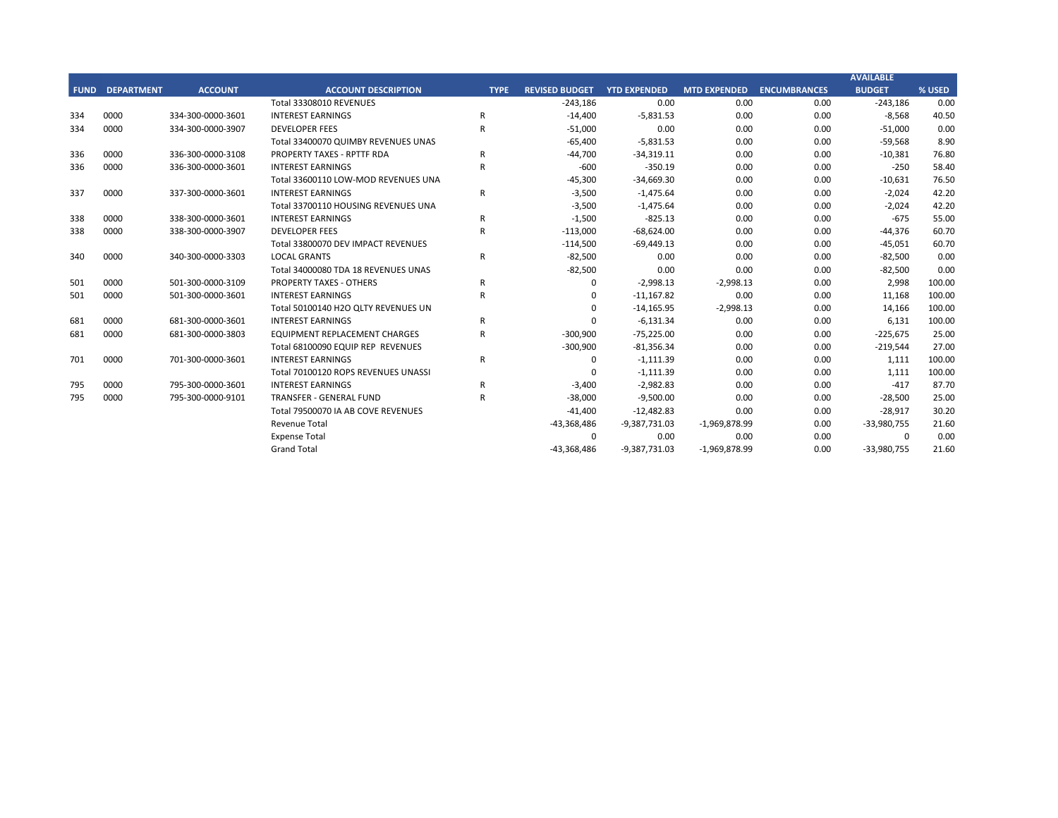| FUND | DEPARTMENT | ACCOUNT | ACCOUNT DESCRIPTION | TYPE | REVISED BUDGET | YTD EXPENDED | MTD EXPENDED | ENCUMBRANCES | AVAILABLE BUDGET | % USED |
|---|---|---|---|---|---|---|---|---|---|---|
| | | | Total 33308010 REVENUES | | -243,186 | 0.00 | 0.00 | 0.00 | -243,186 | 0.00 |
| 334 | 0000 | 334-300-0000-3601 | INTEREST EARNINGS | R | -14,400 | -5,831.53 | 0.00 | 0.00 | -8,568 | 40.50 |
| 334 | 0000 | 334-300-0000-3907 | DEVELOPER FEES | R | -51,000 | 0.00 | 0.00 | 0.00 | -51,000 | 0.00 |
| | | | Total 33400070 QUIMBY REVENUES UNAS | | -65,400 | -5,831.53 | 0.00 | 0.00 | -59,568 | 8.90 |
| 336 | 0000 | 336-300-0000-3108 | PROPERTY TAXES - RPTTF RDA | R | -44,700 | -34,319.11 | 0.00 | 0.00 | -10,381 | 76.80 |
| 336 | 0000 | 336-300-0000-3601 | INTEREST EARNINGS | R | -600 | -350.19 | 0.00 | 0.00 | -250 | 58.40 |
| | | | Total 33600110 LOW-MOD REVENUES UNA | | -45,300 | -34,669.30 | 0.00 | 0.00 | -10,631 | 76.50 |
| 337 | 0000 | 337-300-0000-3601 | INTEREST EARNINGS | R | -3,500 | -1,475.64 | 0.00 | 0.00 | -2,024 | 42.20 |
| | | | Total 33700110 HOUSING REVENUES UNA | | -3,500 | -1,475.64 | 0.00 | 0.00 | -2,024 | 42.20 |
| 338 | 0000 | 338-300-0000-3601 | INTEREST EARNINGS | R | -1,500 | -825.13 | 0.00 | 0.00 | -675 | 55.00 |
| 338 | 0000 | 338-300-0000-3907 | DEVELOPER FEES | R | -113,000 | -68,624.00 | 0.00 | 0.00 | -44,376 | 60.70 |
| | | | Total 33800070 DEV IMPACT REVENUES | | -114,500 | -69,449.13 | 0.00 | 0.00 | -45,051 | 60.70 |
| 340 | 0000 | 340-300-0000-3303 | LOCAL GRANTS | R | -82,500 | 0.00 | 0.00 | 0.00 | -82,500 | 0.00 |
| | | | Total 34000080 TDA 18 REVENUES UNAS | | -82,500 | 0.00 | 0.00 | 0.00 | -82,500 | 0.00 |
| 501 | 0000 | 501-300-0000-3109 | PROPERTY TAXES - OTHERS | R | 0 | -2,998.13 | -2,998.13 | 0.00 | 2,998 | 100.00 |
| 501 | 0000 | 501-300-0000-3601 | INTEREST EARNINGS | R | 0 | -11,167.82 | 0.00 | 0.00 | 11,168 | 100.00 |
| | | | Total 50100140 H2O QLTY REVENUES UN | | 0 | -14,165.95 | -2,998.13 | 0.00 | 14,166 | 100.00 |
| 681 | 0000 | 681-300-0000-3601 | INTEREST EARNINGS | R | 0 | -6,131.34 | 0.00 | 0.00 | 6,131 | 100.00 |
| 681 | 0000 | 681-300-0000-3803 | EQUIPMENT REPLACEMENT CHARGES | R | -300,900 | -75,225.00 | 0.00 | 0.00 | -225,675 | 25.00 |
| | | | Total 68100090 EQUIP REP REVENUES | | -300,900 | -81,356.34 | 0.00 | 0.00 | -219,544 | 27.00 |
| 701 | 0000 | 701-300-0000-3601 | INTEREST EARNINGS | R | 0 | -1,111.39 | 0.00 | 0.00 | 1,111 | 100.00 |
| | | | Total 70100120 ROPS REVENUES UNASSI | | 0 | -1,111.39 | 0.00 | 0.00 | 1,111 | 100.00 |
| 795 | 0000 | 795-300-0000-3601 | INTEREST EARNINGS | R | -3,400 | -2,982.83 | 0.00 | 0.00 | -417 | 87.70 |
| 795 | 0000 | 795-300-0000-9101 | TRANSFER - GENERAL FUND | R | -38,000 | -9,500.00 | 0.00 | 0.00 | -28,500 | 25.00 |
| | | | Total 79500070 IA AB COVE REVENUES | | -41,400 | -12,482.83 | 0.00 | 0.00 | -28,917 | 30.20 |
| | | | Revenue Total | | -43,368,486 | -9,387,731.03 | -1,969,878.99 | 0.00 | -33,980,755 | 21.60 |
| | | | Expense Total | | 0 | 0.00 | 0.00 | 0.00 | 0 | 0.00 |
| | | | Grand Total | | -43,368,486 | -9,387,731.03 | -1,969,878.99 | 0.00 | -33,980,755 | 21.60 |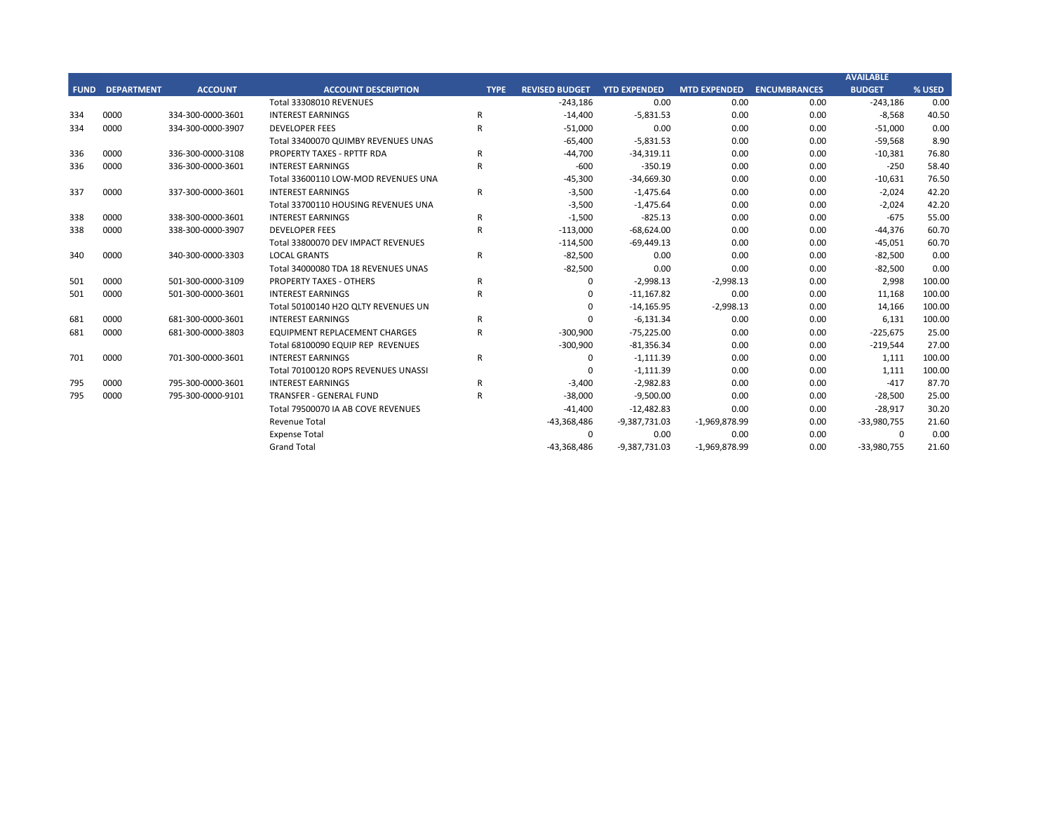| FUND | DEPARTMENT | ACCOUNT | ACCOUNT DESCRIPTION | TYPE | REVISED BUDGET | YTD EXPENDED | MTD EXPENDED | ENCUMBRANCES | AVAILABLE BUDGET | % USED |
|---|---|---|---|---|---|---|---|---|---|---|
| | | | Total 33308010 REVENUES | | -243,186 | 0.00 | 0.00 | 0.00 | -243,186 | 0.00 |
| 334 | 0000 | 334-300-0000-3601 | INTEREST EARNINGS | R | -14,400 | -5,831.53 | 0.00 | 0.00 | -8,568 | 40.50 |
| 334 | 0000 | 334-300-0000-3907 | DEVELOPER FEES | R | -51,000 | 0.00 | 0.00 | 0.00 | -51,000 | 0.00 |
| | | | Total 33400070 QUIMBY REVENUES UNAS | | -65,400 | -5,831.53 | 0.00 | 0.00 | -59,568 | 8.90 |
| 336 | 0000 | 336-300-0000-3108 | PROPERTY TAXES - RPTTF RDA | R | -44,700 | -34,319.11 | 0.00 | 0.00 | -10,381 | 76.80 |
| 336 | 0000 | 336-300-0000-3601 | INTEREST EARNINGS | R | -600 | -350.19 | 0.00 | 0.00 | -250 | 58.40 |
| | | | Total 33600110 LOW-MOD REVENUES UNA | | -45,300 | -34,669.30 | 0.00 | 0.00 | -10,631 | 76.50 |
| 337 | 0000 | 337-300-0000-3601 | INTEREST EARNINGS | R | -3,500 | -1,475.64 | 0.00 | 0.00 | -2,024 | 42.20 |
| | | | Total 33700110 HOUSING REVENUES UNA | | -3,500 | -1,475.64 | 0.00 | 0.00 | -2,024 | 42.20 |
| 338 | 0000 | 338-300-0000-3601 | INTEREST EARNINGS | R | -1,500 | -825.13 | 0.00 | 0.00 | -675 | 55.00 |
| 338 | 0000 | 338-300-0000-3907 | DEVELOPER FEES | R | -113,000 | -68,624.00 | 0.00 | 0.00 | -44,376 | 60.70 |
| | | | Total 33800070 DEV IMPACT REVENUES | | -114,500 | -69,449.13 | 0.00 | 0.00 | -45,051 | 60.70 |
| 340 | 0000 | 340-300-0000-3303 | LOCAL GRANTS | R | -82,500 | 0.00 | 0.00 | 0.00 | -82,500 | 0.00 |
| | | | Total 34000080 TDA 18 REVENUES UNAS | | -82,500 | 0.00 | 0.00 | 0.00 | -82,500 | 0.00 |
| 501 | 0000 | 501-300-0000-3109 | PROPERTY TAXES - OTHERS | R | 0 | -2,998.13 | -2,998.13 | 0.00 | 2,998 | 100.00 |
| 501 | 0000 | 501-300-0000-3601 | INTEREST EARNINGS | R | 0 | -11,167.82 | 0.00 | 0.00 | 11,168 | 100.00 |
| | | | Total 50100140 H2O QLTY REVENUES UN | | 0 | -14,165.95 | -2,998.13 | 0.00 | 14,166 | 100.00 |
| 681 | 0000 | 681-300-0000-3601 | INTEREST EARNINGS | R | 0 | -6,131.34 | 0.00 | 0.00 | 6,131 | 100.00 |
| 681 | 0000 | 681-300-0000-3803 | EQUIPMENT REPLACEMENT CHARGES | R | -300,900 | -75,225.00 | 0.00 | 0.00 | -225,675 | 25.00 |
| | | | Total 68100090 EQUIP REP REVENUES | | -300,900 | -81,356.34 | 0.00 | 0.00 | -219,544 | 27.00 |
| 701 | 0000 | 701-300-0000-3601 | INTEREST EARNINGS | R | 0 | -1,111.39 | 0.00 | 0.00 | 1,111 | 100.00 |
| | | | Total 70100120 ROPS REVENUES UNASSI | | 0 | -1,111.39 | 0.00 | 0.00 | 1,111 | 100.00 |
| 795 | 0000 | 795-300-0000-3601 | INTEREST EARNINGS | R | -3,400 | -2,982.83 | 0.00 | 0.00 | -417 | 87.70 |
| 795 | 0000 | 795-300-0000-9101 | TRANSFER - GENERAL FUND | R | -38,000 | -9,500.00 | 0.00 | 0.00 | -28,500 | 25.00 |
| | | | Total 79500070 IA AB COVE REVENUES | | -41,400 | -12,482.83 | 0.00 | 0.00 | -28,917 | 30.20 |
| | | | Revenue Total | | -43,368,486 | -9,387,731.03 | -1,969,878.99 | 0.00 | -33,980,755 | 21.60 |
| | | | Expense Total | | 0 | 0.00 | 0.00 | 0.00 | 0 | 0.00 |
| | | | Grand Total | | -43,368,486 | -9,387,731.03 | -1,969,878.99 | 0.00 | -33,980,755 | 21.60 |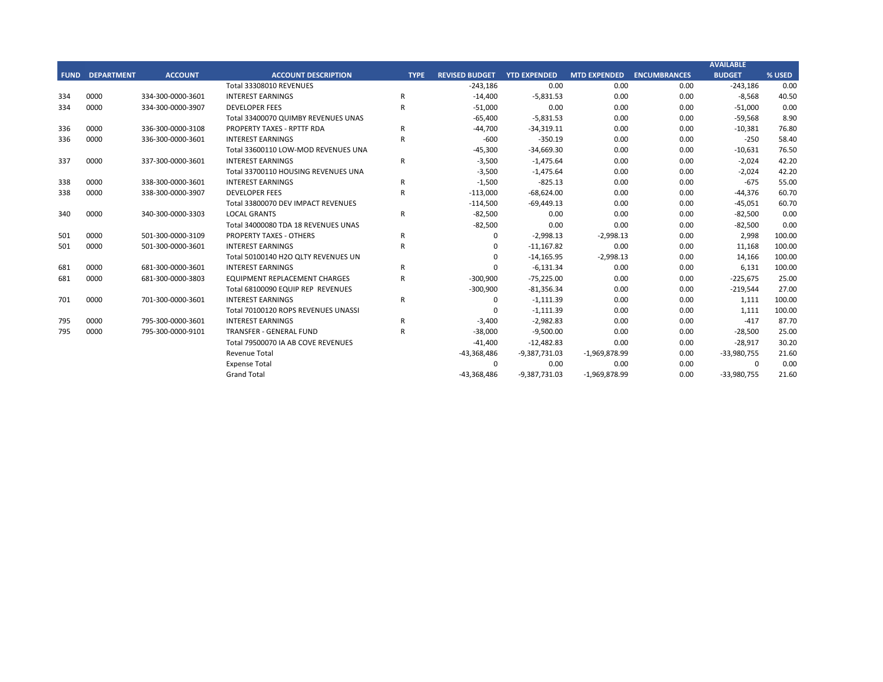| FUND | DEPARTMENT | ACCOUNT | ACCOUNT DESCRIPTION | TYPE | REVISED BUDGET | YTD EXPENDED | MTD EXPENDED | ENCUMBRANCES | AVAILABLE BUDGET | % USED |
|---|---|---|---|---|---|---|---|---|---|---|
| | | | Total 33308010 REVENUES | | -243,186 | 0.00 | 0.00 | 0.00 | -243,186 | 0.00 |
| 334 | 0000 | 334-300-0000-3601 | INTEREST EARNINGS | R | -14,400 | -5,831.53 | 0.00 | 0.00 | -8,568 | 40.50 |
| 334 | 0000 | 334-300-0000-3907 | DEVELOPER FEES | R | -51,000 | 0.00 | 0.00 | 0.00 | -51,000 | 0.00 |
| | | | Total 33400070 QUIMBY REVENUES UNAS | | -65,400 | -5,831.53 | 0.00 | 0.00 | -59,568 | 8.90 |
| 336 | 0000 | 336-300-0000-3108 | PROPERTY TAXES - RPTTF RDA | R | -44,700 | -34,319.11 | 0.00 | 0.00 | -10,381 | 76.80 |
| 336 | 0000 | 336-300-0000-3601 | INTEREST EARNINGS | R | -600 | -350.19 | 0.00 | 0.00 | -250 | 58.40 |
| | | | Total 33600110 LOW-MOD REVENUES UNA | | -45,300 | -34,669.30 | 0.00 | 0.00 | -10,631 | 76.50 |
| 337 | 0000 | 337-300-0000-3601 | INTEREST EARNINGS | R | -3,500 | -1,475.64 | 0.00 | 0.00 | -2,024 | 42.20 |
| | | | Total 33700110 HOUSING REVENUES UNA | | -3,500 | -1,475.64 | 0.00 | 0.00 | -2,024 | 42.20 |
| 338 | 0000 | 338-300-0000-3601 | INTEREST EARNINGS | R | -1,500 | -825.13 | 0.00 | 0.00 | -675 | 55.00 |
| 338 | 0000 | 338-300-0000-3907 | DEVELOPER FEES | R | -113,000 | -68,624.00 | 0.00 | 0.00 | -44,376 | 60.70 |
| | | | Total 33800070 DEV IMPACT REVENUES | | -114,500 | -69,449.13 | 0.00 | 0.00 | -45,051 | 60.70 |
| 340 | 0000 | 340-300-0000-3303 | LOCAL GRANTS | R | -82,500 | 0.00 | 0.00 | 0.00 | -82,500 | 0.00 |
| | | | Total 34000080 TDA 18 REVENUES UNAS | | -82,500 | 0.00 | 0.00 | 0.00 | -82,500 | 0.00 |
| 501 | 0000 | 501-300-0000-3109 | PROPERTY TAXES - OTHERS | R | 0 | -2,998.13 | -2,998.13 | 0.00 | 2,998 | 100.00 |
| 501 | 0000 | 501-300-0000-3601 | INTEREST EARNINGS | R | 0 | -11,167.82 | 0.00 | 0.00 | 11,168 | 100.00 |
| | | | Total 50100140 H2O QLTY REVENUES UN | | 0 | -14,165.95 | -2,998.13 | 0.00 | 14,166 | 100.00 |
| 681 | 0000 | 681-300-0000-3601 | INTEREST EARNINGS | R | 0 | -6,131.34 | 0.00 | 0.00 | 6,131 | 100.00 |
| 681 | 0000 | 681-300-0000-3803 | EQUIPMENT REPLACEMENT CHARGES | R | -300,900 | -75,225.00 | 0.00 | 0.00 | -225,675 | 25.00 |
| | | | Total 68100090 EQUIP REP REVENUES | | -300,900 | -81,356.34 | 0.00 | 0.00 | -219,544 | 27.00 |
| 701 | 0000 | 701-300-0000-3601 | INTEREST EARNINGS | R | 0 | -1,111.39 | 0.00 | 0.00 | 1,111 | 100.00 |
| | | | Total 70100120 ROPS REVENUES UNASSI | | 0 | -1,111.39 | 0.00 | 0.00 | 1,111 | 100.00 |
| 795 | 0000 | 795-300-0000-3601 | INTEREST EARNINGS | R | -3,400 | -2,982.83 | 0.00 | 0.00 | -417 | 87.70 |
| 795 | 0000 | 795-300-0000-9101 | TRANSFER - GENERAL FUND | R | -38,000 | -9,500.00 | 0.00 | 0.00 | -28,500 | 25.00 |
| | | | Total 79500070 IA AB COVE REVENUES | | -41,400 | -12,482.83 | 0.00 | 0.00 | -28,917 | 30.20 |
| | | | Revenue Total | | -43,368,486 | -9,387,731.03 | -1,969,878.99 | 0.00 | -33,980,755 | 21.60 |
| | | | Expense Total | | 0 | 0.00 | 0.00 | 0.00 | 0 | 0.00 |
| | | | Grand Total | | -43,368,486 | -9,387,731.03 | -1,969,878.99 | 0.00 | -33,980,755 | 21.60 |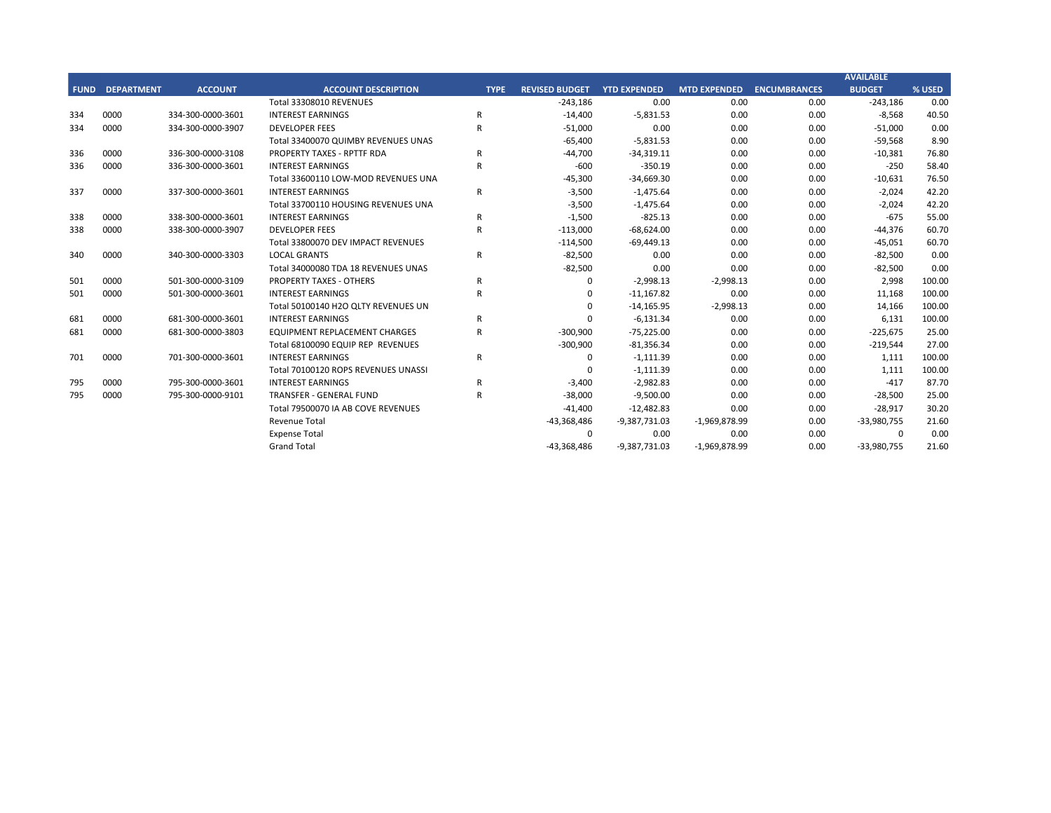| FUND | DEPARTMENT | ACCOUNT | ACCOUNT DESCRIPTION | TYPE | REVISED BUDGET | YTD EXPENDED | MTD EXPENDED | ENCUMBRANCES | AVAILABLE BUDGET | % USED |
|---|---|---|---|---|---|---|---|---|---|---|
| | | | Total 33308010 REVENUES | | -243,186 | 0.00 | 0.00 | 0.00 | -243,186 | 0.00 |
| 334 | 0000 | 334-300-0000-3601 | INTEREST EARNINGS | R | -14,400 | -5,831.53 | 0.00 | 0.00 | -8,568 | 40.50 |
| 334 | 0000 | 334-300-0000-3907 | DEVELOPER FEES | R | -51,000 | 0.00 | 0.00 | 0.00 | -51,000 | 0.00 |
| | | | Total 33400070 QUIMBY REVENUES UNAS | | -65,400 | -5,831.53 | 0.00 | 0.00 | -59,568 | 8.90 |
| 336 | 0000 | 336-300-0000-3108 | PROPERTY TAXES - RPTTF RDA | R | -44,700 | -34,319.11 | 0.00 | 0.00 | -10,381 | 76.80 |
| 336 | 0000 | 336-300-0000-3601 | INTEREST EARNINGS | R | -600 | -350.19 | 0.00 | 0.00 | -250 | 58.40 |
| | | | Total 33600110 LOW-MOD REVENUES UNA | | -45,300 | -34,669.30 | 0.00 | 0.00 | -10,631 | 76.50 |
| 337 | 0000 | 337-300-0000-3601 | INTEREST EARNINGS | R | -3,500 | -1,475.64 | 0.00 | 0.00 | -2,024 | 42.20 |
| | | | Total 33700110 HOUSING REVENUES UNA | | -3,500 | -1,475.64 | 0.00 | 0.00 | -2,024 | 42.20 |
| 338 | 0000 | 338-300-0000-3601 | INTEREST EARNINGS | R | -1,500 | -825.13 | 0.00 | 0.00 | -675 | 55.00 |
| 338 | 0000 | 338-300-0000-3907 | DEVELOPER FEES | R | -113,000 | -68,624.00 | 0.00 | 0.00 | -44,376 | 60.70 |
| | | | Total 33800070 DEV IMPACT REVENUES | | -114,500 | -69,449.13 | 0.00 | 0.00 | -45,051 | 60.70 |
| 340 | 0000 | 340-300-0000-3303 | LOCAL GRANTS | R | -82,500 | 0.00 | 0.00 | 0.00 | -82,500 | 0.00 |
| | | | Total 34000080 TDA 18 REVENUES UNAS | | -82,500 | 0.00 | 0.00 | 0.00 | -82,500 | 0.00 |
| 501 | 0000 | 501-300-0000-3109 | PROPERTY TAXES - OTHERS | R | 0 | -2,998.13 | -2,998.13 | 0.00 | 2,998 | 100.00 |
| 501 | 0000 | 501-300-0000-3601 | INTEREST EARNINGS | R | 0 | -11,167.82 | 0.00 | 0.00 | 11,168 | 100.00 |
| | | | Total 50100140 H2O QLTY REVENUES UN | | 0 | -14,165.95 | -2,998.13 | 0.00 | 14,166 | 100.00 |
| 681 | 0000 | 681-300-0000-3601 | INTEREST EARNINGS | R | 0 | -6,131.34 | 0.00 | 0.00 | 6,131 | 100.00 |
| 681 | 0000 | 681-300-0000-3803 | EQUIPMENT REPLACEMENT CHARGES | R | -300,900 | -75,225.00 | 0.00 | 0.00 | -225,675 | 25.00 |
| | | | Total 68100090 EQUIP REP REVENUES | | -300,900 | -81,356.34 | 0.00 | 0.00 | -219,544 | 27.00 |
| 701 | 0000 | 701-300-0000-3601 | INTEREST EARNINGS | R | 0 | -1,111.39 | 0.00 | 0.00 | 1,111 | 100.00 |
| | | | Total 70100120 ROPS REVENUES UNASSI | | 0 | -1,111.39 | 0.00 | 0.00 | 1,111 | 100.00 |
| 795 | 0000 | 795-300-0000-3601 | INTEREST EARNINGS | R | -3,400 | -2,982.83 | 0.00 | 0.00 | -417 | 87.70 |
| 795 | 0000 | 795-300-0000-9101 | TRANSFER - GENERAL FUND | R | -38,000 | -9,500.00 | 0.00 | 0.00 | -28,500 | 25.00 |
| | | | Total 79500070 IA AB COVE REVENUES | | -41,400 | -12,482.83 | 0.00 | 0.00 | -28,917 | 30.20 |
| | | | Revenue Total | | -43,368,486 | -9,387,731.03 | -1,969,878.99 | 0.00 | -33,980,755 | 21.60 |
| | | | Expense Total | | 0 | 0.00 | 0.00 | 0.00 | 0 | 0.00 |
| | | | Grand Total | | -43,368,486 | -9,387,731.03 | -1,969,878.99 | 0.00 | -33,980,755 | 21.60 |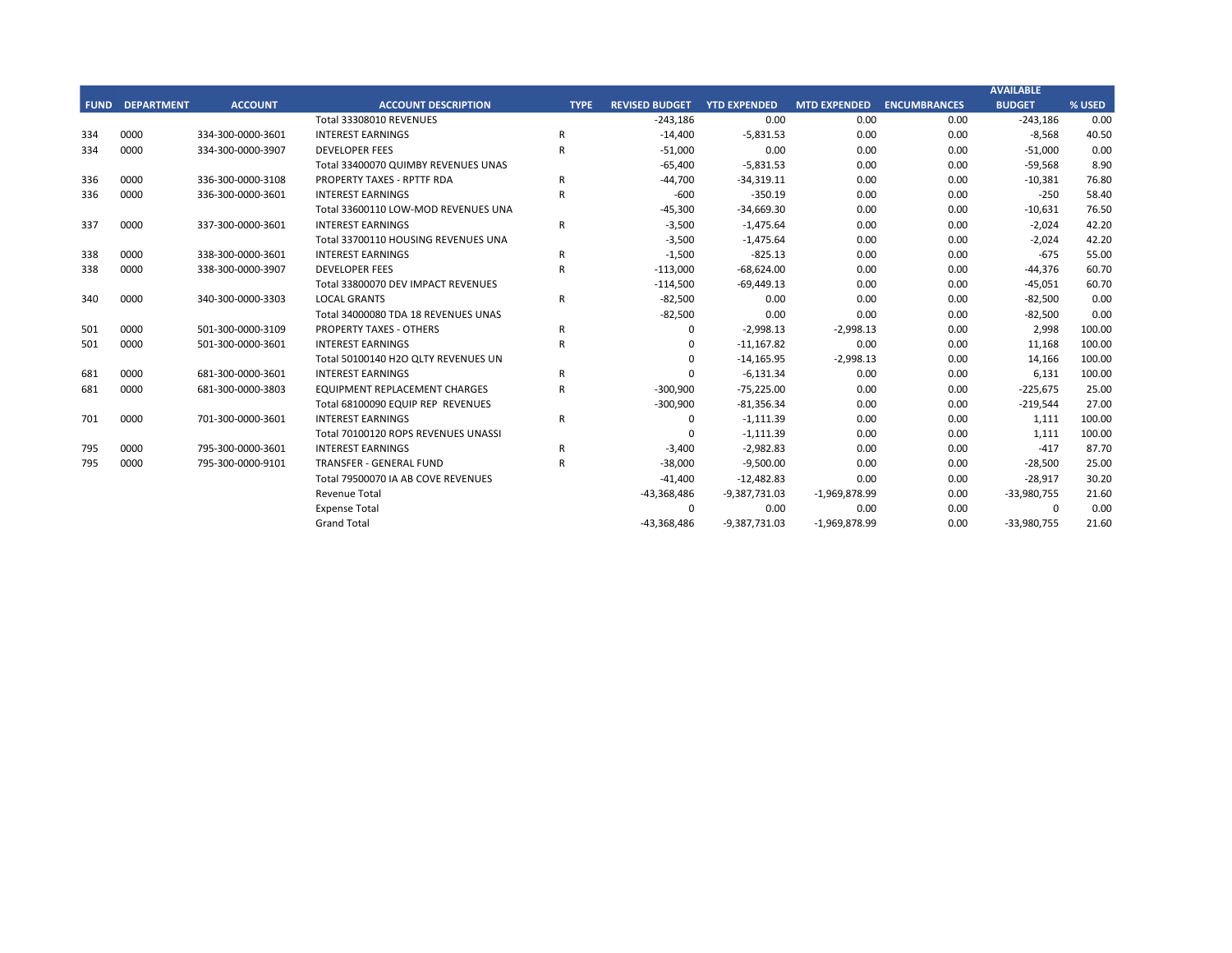| FUND | DEPARTMENT | ACCOUNT | ACCOUNT DESCRIPTION | TYPE | REVISED BUDGET | YTD EXPENDED | MTD EXPENDED | ENCUMBRANCES | AVAILABLE BUDGET | % USED |
|---|---|---|---|---|---|---|---|---|---|---|
| | | | Total 33308010 REVENUES | | -243,186 | 0.00 | 0.00 | 0.00 | -243,186 | 0.00 |
| 334 | 0000 | 334-300-0000-3601 | INTEREST EARNINGS | R | -14,400 | -5,831.53 | 0.00 | 0.00 | -8,568 | 40.50 |
| 334 | 0000 | 334-300-0000-3907 | DEVELOPER FEES | R | -51,000 | 0.00 | 0.00 | 0.00 | -51,000 | 0.00 |
| | | | Total 33400070 QUIMBY REVENUES UNAS | | -65,400 | -5,831.53 | 0.00 | 0.00 | -59,568 | 8.90 |
| 336 | 0000 | 336-300-0000-3108 | PROPERTY TAXES - RPTTF RDA | R | -44,700 | -34,319.11 | 0.00 | 0.00 | -10,381 | 76.80 |
| 336 | 0000 | 336-300-0000-3601 | INTEREST EARNINGS | R | -600 | -350.19 | 0.00 | 0.00 | -250 | 58.40 |
| | | | Total 33600110 LOW-MOD REVENUES UNA | | -45,300 | -34,669.30 | 0.00 | 0.00 | -10,631 | 76.50 |
| 337 | 0000 | 337-300-0000-3601 | INTEREST EARNINGS | R | -3,500 | -1,475.64 | 0.00 | 0.00 | -2,024 | 42.20 |
| | | | Total 33700110 HOUSING REVENUES UNA | | -3,500 | -1,475.64 | 0.00 | 0.00 | -2,024 | 42.20 |
| 338 | 0000 | 338-300-0000-3601 | INTEREST EARNINGS | R | -1,500 | -825.13 | 0.00 | 0.00 | -675 | 55.00 |
| 338 | 0000 | 338-300-0000-3907 | DEVELOPER FEES | R | -113,000 | -68,624.00 | 0.00 | 0.00 | -44,376 | 60.70 |
| | | | Total 33800070 DEV IMPACT REVENUES | | -114,500 | -69,449.13 | 0.00 | 0.00 | -45,051 | 60.70 |
| 340 | 0000 | 340-300-0000-3303 | LOCAL GRANTS | R | -82,500 | 0.00 | 0.00 | 0.00 | -82,500 | 0.00 |
| | | | Total 34000080 TDA 18 REVENUES UNAS | | -82,500 | 0.00 | 0.00 | 0.00 | -82,500 | 0.00 |
| 501 | 0000 | 501-300-0000-3109 | PROPERTY TAXES - OTHERS | R | 0 | -2,998.13 | -2,998.13 | 0.00 | 2,998 | 100.00 |
| 501 | 0000 | 501-300-0000-3601 | INTEREST EARNINGS | R | 0 | -11,167.82 | 0.00 | 0.00 | 11,168 | 100.00 |
| | | | Total 50100140 H2O QLTY REVENUES UN | | 0 | -14,165.95 | -2,998.13 | 0.00 | 14,166 | 100.00 |
| 681 | 0000 | 681-300-0000-3601 | INTEREST EARNINGS | R | 0 | -6,131.34 | 0.00 | 0.00 | 6,131 | 100.00 |
| 681 | 0000 | 681-300-0000-3803 | EQUIPMENT REPLACEMENT CHARGES | R | -300,900 | -75,225.00 | 0.00 | 0.00 | -225,675 | 25.00 |
| | | | Total 68100090 EQUIP REP REVENUES | | -300,900 | -81,356.34 | 0.00 | 0.00 | -219,544 | 27.00 |
| 701 | 0000 | 701-300-0000-3601 | INTEREST EARNINGS | R | 0 | -1,111.39 | 0.00 | 0.00 | 1,111 | 100.00 |
| | | | Total 70100120 ROPS REVENUES UNASSI | | 0 | -1,111.39 | 0.00 | 0.00 | 1,111 | 100.00 |
| 795 | 0000 | 795-300-0000-3601 | INTEREST EARNINGS | R | -3,400 | -2,982.83 | 0.00 | 0.00 | -417 | 87.70 |
| 795 | 0000 | 795-300-0000-9101 | TRANSFER - GENERAL FUND | R | -38,000 | -9,500.00 | 0.00 | 0.00 | -28,500 | 25.00 |
| | | | Total 79500070 IA AB COVE REVENUES | | -41,400 | -12,482.83 | 0.00 | 0.00 | -28,917 | 30.20 |
| | | | Revenue Total | | -43,368,486 | -9,387,731.03 | -1,969,878.99 | 0.00 | -33,980,755 | 21.60 |
| | | | Expense Total | | 0 | 0.00 | 0.00 | 0.00 | 0 | 0.00 |
| | | | Grand Total | | -43,368,486 | -9,387,731.03 | -1,969,878.99 | 0.00 | -33,980,755 | 21.60 |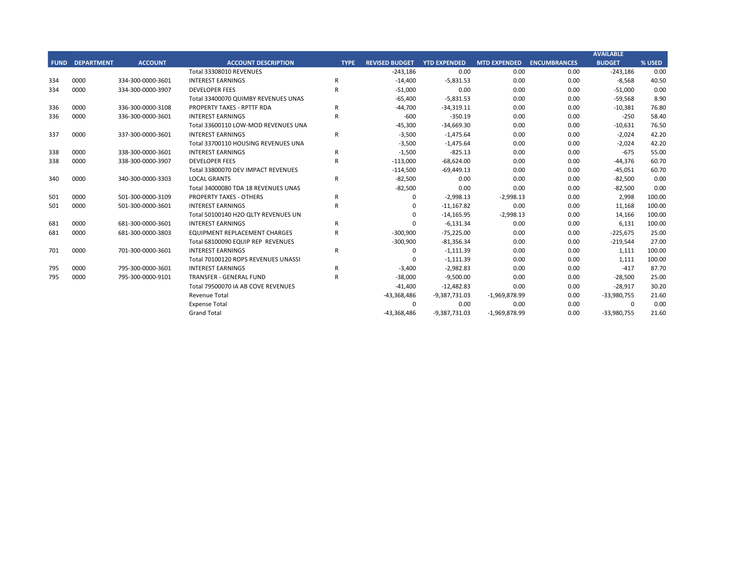| FUND | DEPARTMENT | ACCOUNT | ACCOUNT DESCRIPTION | TYPE | REVISED BUDGET | YTD EXPENDED | MTD EXPENDED | ENCUMBRANCES | AVAILABLE BUDGET | % USED |
|---|---|---|---|---|---|---|---|---|---|---|
| | | | Total 33308010 REVENUES | | -243,186 | 0.00 | 0.00 | 0.00 | -243,186 | 0.00 |
| 334 | 0000 | 334-300-0000-3601 | INTEREST EARNINGS | R | -14,400 | -5,831.53 | 0.00 | 0.00 | -8,568 | 40.50 |
| 334 | 0000 | 334-300-0000-3907 | DEVELOPER FEES | R | -51,000 | 0.00 | 0.00 | 0.00 | -51,000 | 0.00 |
| | | | Total 33400070 QUIMBY REVENUES UNAS | | -65,400 | -5,831.53 | 0.00 | 0.00 | -59,568 | 8.90 |
| 336 | 0000 | 336-300-0000-3108 | PROPERTY TAXES - RPTTF RDA | R | -44,700 | -34,319.11 | 0.00 | 0.00 | -10,381 | 76.80 |
| 336 | 0000 | 336-300-0000-3601 | INTEREST EARNINGS | R | -600 | -350.19 | 0.00 | 0.00 | -250 | 58.40 |
| | | | Total 33600110 LOW-MOD REVENUES UNA | | -45,300 | -34,669.30 | 0.00 | 0.00 | -10,631 | 76.50 |
| 337 | 0000 | 337-300-0000-3601 | INTEREST EARNINGS | R | -3,500 | -1,475.64 | 0.00 | 0.00 | -2,024 | 42.20 |
| | | | Total 33700110 HOUSING REVENUES UNA | | -3,500 | -1,475.64 | 0.00 | 0.00 | -2,024 | 42.20 |
| 338 | 0000 | 338-300-0000-3601 | INTEREST EARNINGS | R | -1,500 | -825.13 | 0.00 | 0.00 | -675 | 55.00 |
| 338 | 0000 | 338-300-0000-3907 | DEVELOPER FEES | R | -113,000 | -68,624.00 | 0.00 | 0.00 | -44,376 | 60.70 |
| | | | Total 33800070 DEV IMPACT REVENUES | | -114,500 | -69,449.13 | 0.00 | 0.00 | -45,051 | 60.70 |
| 340 | 0000 | 340-300-0000-3303 | LOCAL GRANTS | R | -82,500 | 0.00 | 0.00 | 0.00 | -82,500 | 0.00 |
| | | | Total 34000080 TDA 18 REVENUES UNAS | | -82,500 | 0.00 | 0.00 | 0.00 | -82,500 | 0.00 |
| 501 | 0000 | 501-300-0000-3109 | PROPERTY TAXES - OTHERS | R | 0 | -2,998.13 | -2,998.13 | 0.00 | 2,998 | 100.00 |
| 501 | 0000 | 501-300-0000-3601 | INTEREST EARNINGS | R | 0 | -11,167.82 | 0.00 | 0.00 | 11,168 | 100.00 |
| | | | Total 50100140 H2O QLTY REVENUES UN | | 0 | -14,165.95 | -2,998.13 | 0.00 | 14,166 | 100.00 |
| 681 | 0000 | 681-300-0000-3601 | INTEREST EARNINGS | R | 0 | -6,131.34 | 0.00 | 0.00 | 6,131 | 100.00 |
| 681 | 0000 | 681-300-0000-3803 | EQUIPMENT REPLACEMENT CHARGES | R | -300,900 | -75,225.00 | 0.00 | 0.00 | -225,675 | 25.00 |
| | | | Total 68100090 EQUIP REP REVENUES | | -300,900 | -81,356.34 | 0.00 | 0.00 | -219,544 | 27.00 |
| 701 | 0000 | 701-300-0000-3601 | INTEREST EARNINGS | R | 0 | -1,111.39 | 0.00 | 0.00 | 1,111 | 100.00 |
| | | | Total 70100120 ROPS REVENUES UNASSI | | 0 | -1,111.39 | 0.00 | 0.00 | 1,111 | 100.00 |
| 795 | 0000 | 795-300-0000-3601 | INTEREST EARNINGS | R | -3,400 | -2,982.83 | 0.00 | 0.00 | -417 | 87.70 |
| 795 | 0000 | 795-300-0000-9101 | TRANSFER - GENERAL FUND | R | -38,000 | -9,500.00 | 0.00 | 0.00 | -28,500 | 25.00 |
| | | | Total 79500070 IA AB COVE REVENUES | | -41,400 | -12,482.83 | 0.00 | 0.00 | -28,917 | 30.20 |
| | | | Revenue Total | | -43,368,486 | -9,387,731.03 | -1,969,878.99 | 0.00 | -33,980,755 | 21.60 |
| | | | Expense Total | | 0 | 0.00 | 0.00 | 0.00 | 0 | 0.00 |
| | | | Grand Total | | -43,368,486 | -9,387,731.03 | -1,969,878.99 | 0.00 | -33,980,755 | 21.60 |